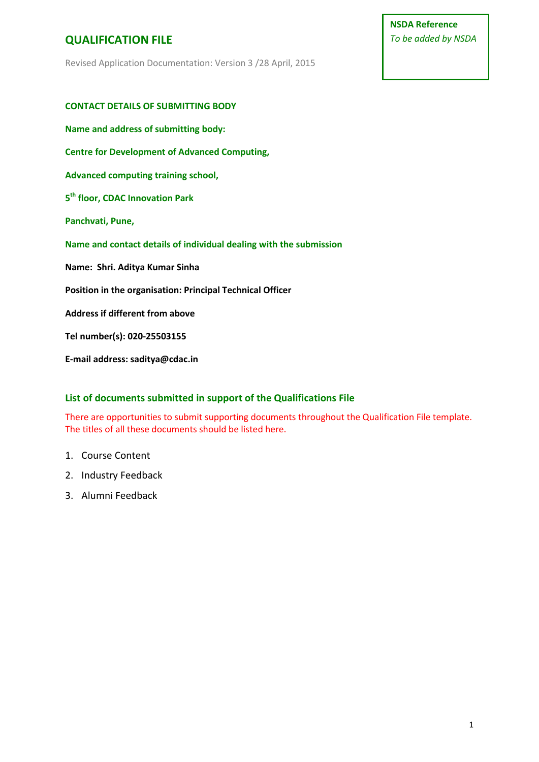# QUALIFICATION FILE

Revised Application Documentation: Version 3 /28 April, 2015

**NSDA Reference**
*To be added by NSDA*

**CONTACT DETAILS OF SUBMITTING BODY**

**Name and address of submitting body:**

**Centre for Development of Advanced Computing,**

**Advanced computing training school,**

**5th floor, CDAC Innovation Park**

**Panchvati, Pune,**

**Name and contact details of individual dealing with the submission**

**Name: Shri. Aditya Kumar Sinha**

**Position in the organisation: Principal Technical Officer**

**Address if different from above**

**Tel number(s): 020-25503155**

**E-mail address: saditya@cdac.in**

## List of documents submitted in support of the Qualifications File

There are opportunities to submit supporting documents throughout the Qualification File template. The titles of all these documents should be listed here.

1. Course Content
2. Industry Feedback
3. Alumni Feedback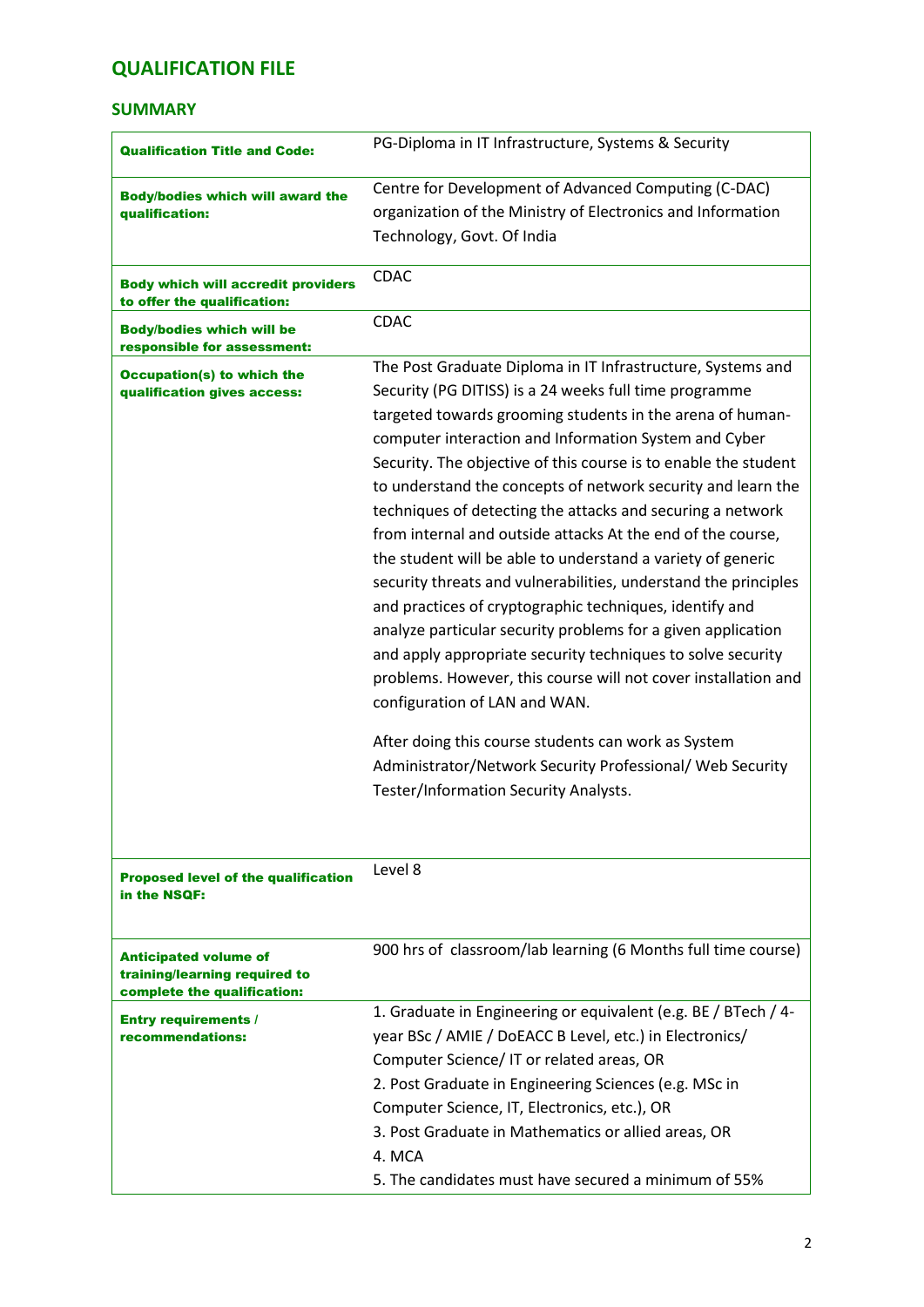## QUALIFICATION FILE

### SUMMARY

| | |
|---|---|
| **Qualification Title and Code:** | PG-Diploma in IT Infrastructure, Systems & Security |
| **Body/bodies which will award the qualification:** | Centre for Development of Advanced Computing (C-DAC) organization of the Ministry of Electronics and Information Technology, Govt. Of India |
| **Body which will accredit providers to offer the qualification:** | CDAC |
| **Body/bodies which will be responsible for assessment:** | CDAC |
| **Occupation(s) to which the qualification gives access:** | The Post Graduate Diploma in IT Infrastructure, Systems and Security (PG DITISS) is a 24 weeks full time programme targeted towards grooming students in the arena of human-computer interaction and Information System and Cyber Security. The objective of this course is to enable the student to understand the concepts of network security and learn the techniques of detecting the attacks and securing a network from internal and outside attacks At the end of the course, the student will be able to understand a variety of generic security threats and vulnerabilities, understand the principles and practices of cryptographic techniques, identify and analyze particular security problems for a given application and apply appropriate security techniques to solve security problems. However, this course will not cover installation and configuration of LAN and WAN.<br><br>After doing this course students can work as System Administrator/Network Security Professional/ Web Security Tester/Information Security Analysts. |
| **Proposed level of the qualification in the NSQF:** | Level 8 |
| **Anticipated volume of training/learning required to complete the qualification:** | 900 hrs of classroom/lab learning (6 Months full time course) |
| **Entry requirements / recommendations:** | 1. Graduate in Engineering or equivalent (e.g. BE / BTech / 4-year BSc / AMIE / DoEACC B Level, etc.) in Electronics/ Computer Science/ IT or related areas, OR<br>2. Post Graduate in Engineering Sciences (e.g. MSc in Computer Science, IT, Electronics, etc.), OR<br>3. Post Graduate in Mathematics or allied areas, OR<br>4. MCA<br>5. The candidates must have secured a minimum of 55% |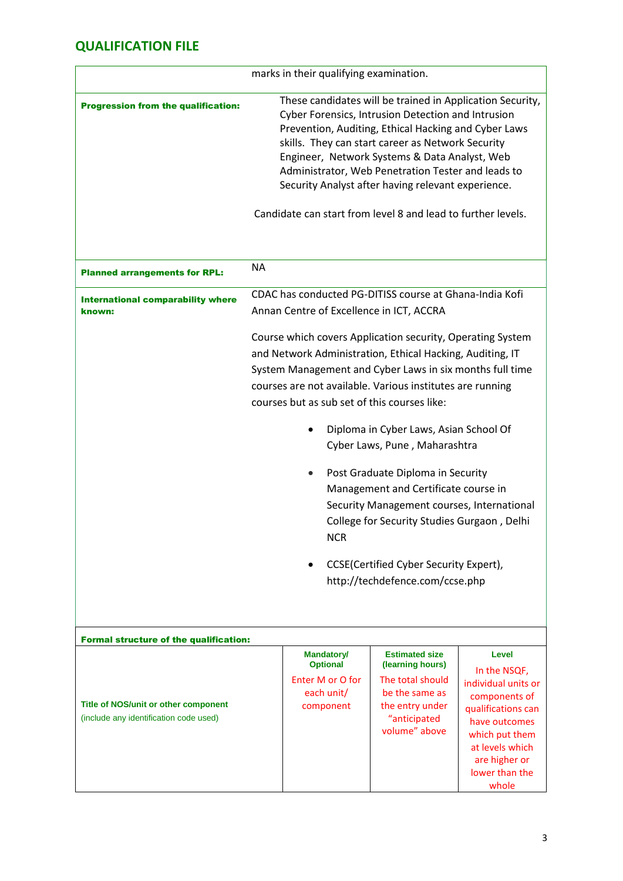## QUALIFICATION FILE

| | |
|---|---|
| | marks in their qualifying examination. |
| **Progression from the qualification:** | These candidates will be trained in Application Security, Cyber Forensics, Intrusion Detection and Intrusion Prevention, Auditing, Ethical Hacking and Cyber Laws skills. They can start career as Network Security Engineer, Network Systems & Data Analyst, Web Administrator, Web Penetration Tester and leads to Security Analyst after having relevant experience.<br><br>Candidate can start from level 8 and lead to further levels. |
| **Planned arrangements for RPL:** | NA |
| **International comparability where known:** | CDAC has conducted PG-DITISS course at Ghana-India Kofi Annan Centre of Excellence in ICT, ACCRA<br><br>Course which covers Application security, Operating System and Network Administration, Ethical Hacking, Auditing, IT System Management and Cyber Laws in six months full time courses are not available. Various institutes are running courses but as sub set of this courses like:<br><br>• Diploma in Cyber Laws, Asian School Of Cyber Laws, Pune , Maharashtra<br><br>• Post Graduate Diploma in Security Management and Certificate course in Security Management courses, International College for Security Studies Gurgaon , Delhi NCR<br><br>• CCSE(Certified Cyber Security Expert), http://techdefence.com/ccse.php |

**Formal structure of the qualification:**

| Title of NOS/unit or other component (include any identification code used) | Mandatory/ Optional<br>Enter M or O for each unit/ component | Estimated size (learning hours)<br>The total should be the same as the entry under "anticipated volume" above | Level<br>In the NSQF, individual units or components of qualifications can have outcomes which put them at levels which are higher or lower than the whole |
|---|---|---|---|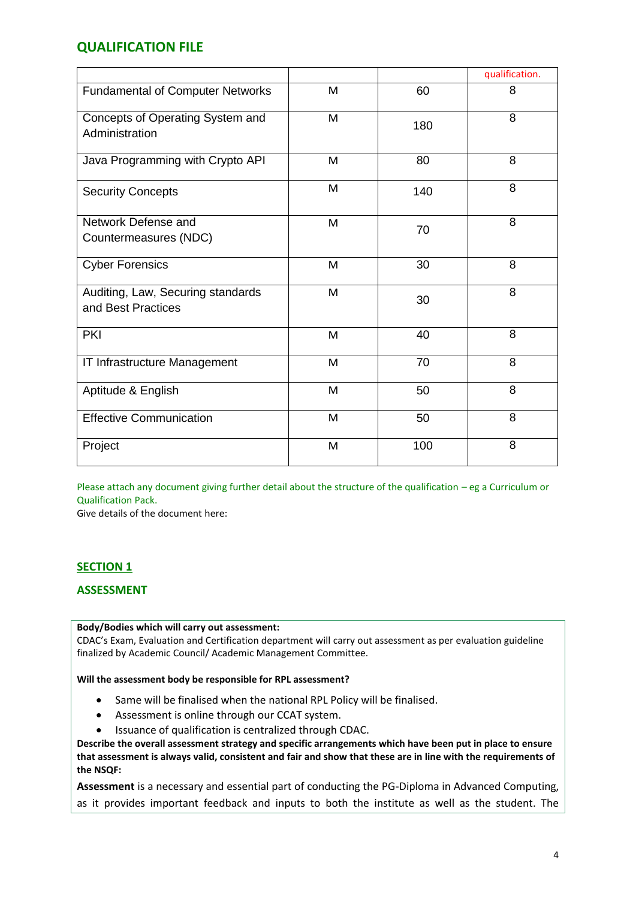## QUALIFICATION FILE

| | | | qualification. |
|---|---|---|---|
| Fundamental of Computer Networks | M | 60 | 8 |
| Concepts of Operating System and Administration | M | 180 | 8 |
| Java Programming with Crypto API | M | 80 | 8 |
| Security Concepts | M | 140 | 8 |
| Network Defense and Countermeasures (NDC) | M | 70 | 8 |
| Cyber Forensics | M | 30 | 8 |
| Auditing, Law, Securing standards and Best Practices | M | 30 | 8 |
| PKI | M | 40 | 8 |
| IT Infrastructure Management | M | 70 | 8 |
| Aptitude & English | M | 50 | 8 |
| Effective Communication | M | 50 | 8 |
| Project | M | 100 | 8 |

Please attach any document giving further detail about the structure of the qualification – eg a Curriculum or Qualification Pack.

Give details of the document here:

## SECTION 1

## ASSESSMENT

**Body/Bodies which will carry out assessment:**

CDAC's Exam, Evaluation and Certification department will carry out assessment as per evaluation guideline finalized by Academic Council/ Academic Management Committee.

**Will the assessment body be responsible for RPL assessment?**

- Same will be finalised when the national RPL Policy will be finalised.
- Assessment is online through our CCAT system.
- Issuance of qualification is centralized through CDAC.

**Describe the overall assessment strategy and specific arrangements which have been put in place to ensure that assessment is always valid, consistent and fair and show that these are in line with the requirements of the NSQF:**

**Assessment** is a necessary and essential part of conducting the PG-Diploma in Advanced Computing, as it provides important feedback and inputs to both the institute as well as the student. The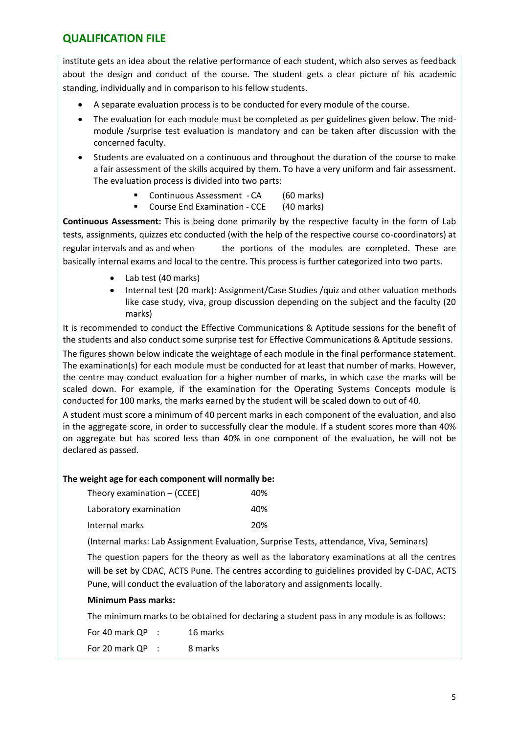## QUALIFICATION FILE

institute gets an idea about the relative performance of each student, which also serves as feedback about the design and conduct of the course. The student gets a clear picture of his academic standing, individually and in comparison to his fellow students.

- A separate evaluation process is to be conducted for every module of the course.
- The evaluation for each module must be completed as per guidelines given below. The mid-module /surprise test evaluation is mandatory and can be taken after discussion with the concerned faculty.
- Students are evaluated on a continuous and throughout the duration of the course to make a fair assessment of the skills acquired by them. To have a very uniform and fair assessment. The evaluation process is divided into two parts:
    - Continuous Assessment - CA (60 marks)
    - Course End Examination - CCE (40 marks)

**Continuous Assessment:** This is being done primarily by the respective faculty in the form of Lab tests, assignments, quizzes etc conducted (with the help of the respective course co-coordinators) at regular intervals and as and when the portions of the modules are completed. These are basically internal exams and local to the centre. This process is further categorized into two parts.

- Lab test (40 marks)
- Internal test (20 mark): Assignment/Case Studies /quiz and other valuation methods like case study, viva, group discussion depending on the subject and the faculty (20 marks)

It is recommended to conduct the Effective Communications & Aptitude sessions for the benefit of the students and also conduct some surprise test for Effective Communications & Aptitude sessions.

The figures shown below indicate the weightage of each module in the final performance statement. The examination(s) for each module must be conducted for at least that number of marks. However, the centre may conduct evaluation for a higher number of marks, in which case the marks will be scaled down. For example, if the examination for the Operating Systems Concepts module is conducted for 100 marks, the marks earned by the student will be scaled down to out of 40.

A student must score a minimum of 40 percent marks in each component of the evaluation, and also in the aggregate score, in order to successfully clear the module. If a student scores more than 40% on aggregate but has scored less than 40% in one component of the evaluation, he will not be declared as passed.

**The weight age for each component will normally be:**

| | |
|---|---|
| Theory examination – (CCEE) | 40% |
| Laboratory examination | 40% |
| Internal marks | 20% |

(Internal marks: Lab Assignment Evaluation, Surprise Tests, attendance, Viva, Seminars)

The question papers for the theory as well as the laboratory examinations at all the centres will be set by CDAC, ACTS Pune. The centres according to guidelines provided by C-DAC, ACTS Pune, will conduct the evaluation of the laboratory and assignments locally.

**Minimum Pass marks:**

The minimum marks to be obtained for declaring a student pass in any module is as follows:

| | |
|---|---|
| For 40 mark QP : | 16 marks |
| For 20 mark QP : | 8 marks |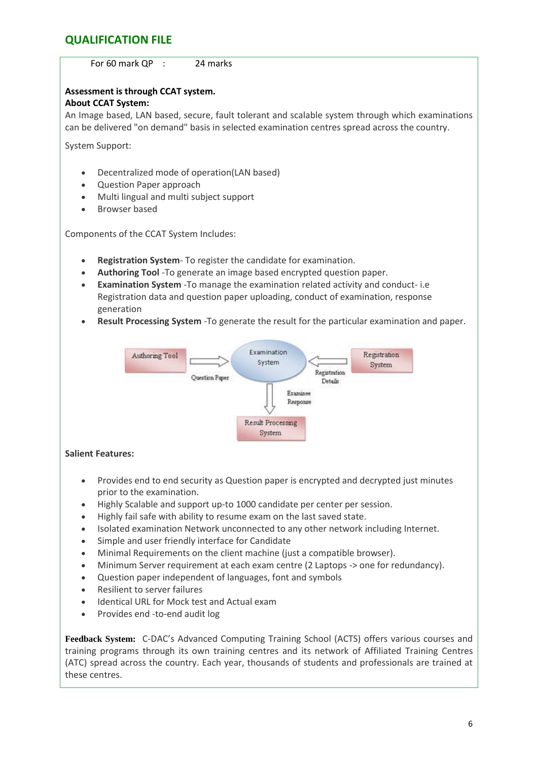## QUALIFICATION FILE

For 60 mark QP : 24 marks

**Assessment is through CCAT system.**
**About CCAT System:**

An Image based, LAN based, secure, fault tolerant and scalable system through which examinations can be delivered "on demand" basis in selected examination centres spread across the country.

System Support:

- Decentralized mode of operation(LAN based)
- Question Paper approach
- Multi lingual and multi subject support
- Browser based

Components of the CCAT System Includes:

- **Registration System**- To register the candidate for examination.
- **Authoring Tool** -To generate an image based encrypted question paper.
- **Examination System** -To manage the examination related activity and conduct- i.e Registration data and question paper uploading, conduct of examination, response generation
- **Result Processing System** -To generate the result for the particular examination and paper.

Authoring Tool → (Question Paper) → Examination System ← (Registration Details) ← Registration System

Examination System → (Examinee Response) → Result Processing System

**Salient Features:**

- Provides end to end security as Question paper is encrypted and decrypted just minutes prior to the examination.
- Highly Scalable and support up-to 1000 candidate per center per session.
- Highly fail safe with ability to resume exam on the last saved state.
- Isolated examination Network unconnected to any other network including Internet.
- Simple and user friendly interface for Candidate
- Minimal Requirements on the client machine (just a compatible browser).
- Minimum Server requirement at each exam centre (2 Laptops -> one for redundancy).
- Question paper independent of languages, font and symbols
- Resilient to server failures
- Identical URL for Mock test and Actual exam
- Provides end -to-end audit log

**Feedback System:** C-DAC's Advanced Computing Training School (ACTS) offers various courses and training programs through its own training centres and its network of Affiliated Training Centres (ATC) spread across the country. Each year, thousands of students and professionals are trained at these centres.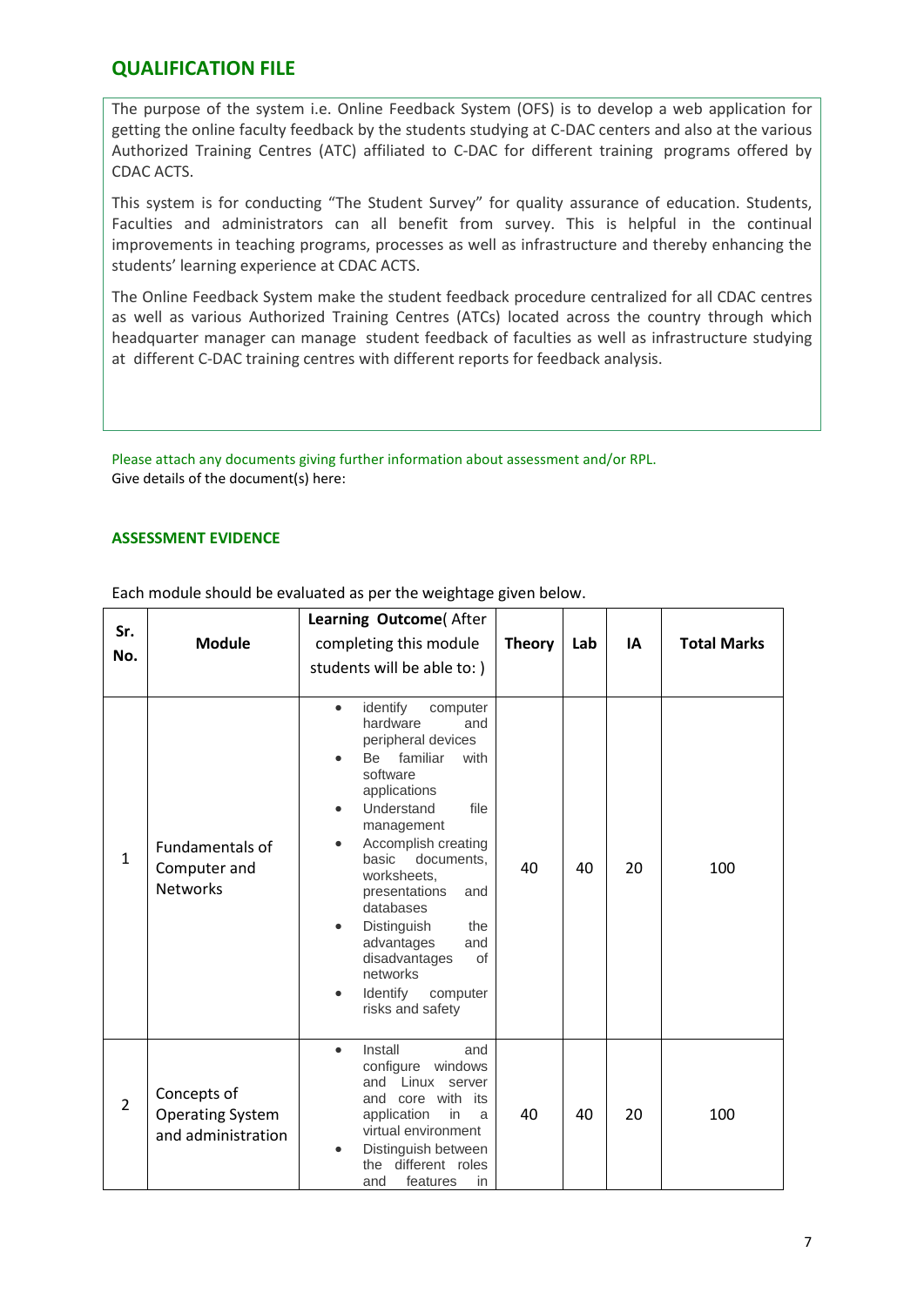## QUALIFICATION FILE

The purpose of the system i.e. Online Feedback System (OFS) is to develop a web application for getting the online faculty feedback by the students studying at C-DAC centers and also at the various Authorized Training Centres (ATC) affiliated to C-DAC for different training programs offered by CDAC ACTS.

This system is for conducting "The Student Survey" for quality assurance of education. Students, Faculties and administrators can all benefit from survey. This is helpful in the continual improvements in teaching programs, processes as well as infrastructure and thereby enhancing the students' learning experience at CDAC ACTS.

The Online Feedback System make the student feedback procedure centralized for all CDAC centres as well as various Authorized Training Centres (ATCs) located across the country through which headquarter manager can manage student feedback of faculties as well as infrastructure studying at different C-DAC training centres with different reports for feedback analysis.

Please attach any documents giving further information about assessment and/or RPL.
Give details of the document(s) here:

### ASSESSMENT EVIDENCE

Each module should be evaluated as per the weightage given below.

| Sr. No. | Module | Learning Outcome( After completing this module students will be able to: ) | Theory | Lab | IA | Total Marks |
|---|---|---|---|---|---|---|
| 1 | Fundamentals of Computer and Networks | • identify computer hardware and peripheral devices<br>• Be familiar with software applications<br>• Understand file management<br>• Accomplish creating basic documents, worksheets, presentations and databases<br>• Distinguish the advantages and disadvantages of networks<br>• Identify computer risks and safety | 40 | 40 | 20 | 100 |
| 2 | Concepts of Operating System and administration | • Install and configure windows and Linux server and core with its application in a virtual environment<br>• Distinguish between the different roles and features in | 40 | 40 | 20 | 100 |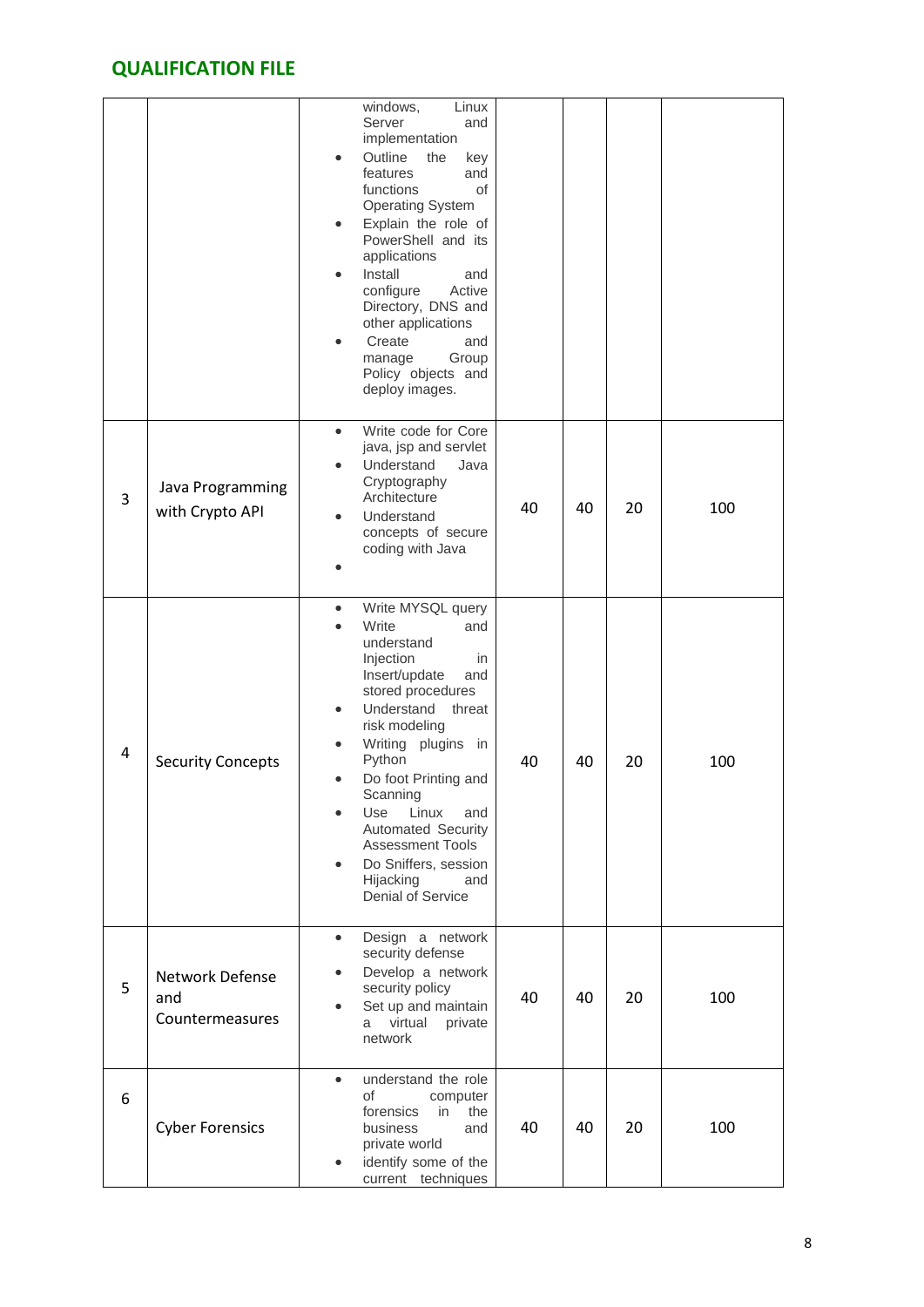## QUALIFICATION FILE

| | | | | | | |
|---|---|---|---|---|---|---|
| | | windows, Linux Server and implementation<br>• Outline the key features and functions of Operating System<br>• Explain the role of PowerShell and its applications<br>• Install and configure Active Directory, DNS and other applications<br>• Create and manage Group Policy objects and deploy images. | | | | |
| 3 | Java Programming with Crypto API | • Write code for Core java, jsp and servlet<br>• Understand Java Cryptography Architecture<br>• Understand concepts of secure coding with Java<br>• | 40 | 40 | 20 | 100 |
| 4 | Security Concepts | • Write MYSQL query<br>• Write and understand Injection in Insert/update and stored procedures<br>• Understand threat risk modeling<br>• Writing plugins in Python<br>• Do foot Printing and Scanning<br>• Use Linux and Automated Security Assessment Tools<br>• Do Sniffers, session Hijacking and Denial of Service | 40 | 40 | 20 | 100 |
| 5 | Network Defense and Countermeasures | • Design a network security defense<br>• Develop a network security policy<br>• Set up and maintain a virtual private network | 40 | 40 | 20 | 100 |
| 6 | Cyber Forensics | • understand the role of computer forensics in the business and private world<br>• identify some of the current techniques | 40 | 40 | 20 | 100 |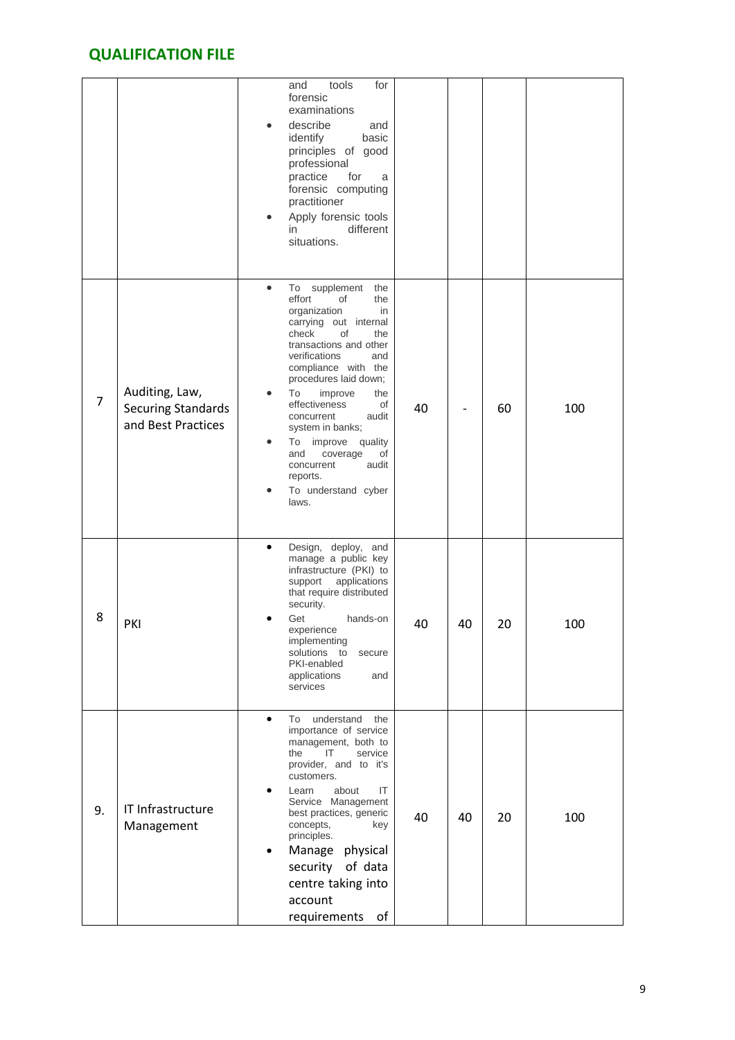## QUALIFICATION FILE

| | | | | | | |
|---|---|---|---|---|---|---|
| | | and tools for forensic examinations<br>• describe and identify basic principles of good professional practice for a forensic computing practitioner<br>• Apply forensic tools in different situations. | | | | |
| 7 | Auditing, Law, Securing Standards and Best Practices | • To supplement the effort of the organization in carrying out internal check of the transactions and other verifications and compliance with the procedures laid down;<br>• To improve the effectiveness of concurrent audit system in banks;<br>• To improve quality and coverage of concurrent audit reports.<br>• To understand cyber laws. | 40 | - | 60 | 100 |
| 8 | PKI | • Design, deploy, and manage a public key infrastructure (PKI) to support applications that require distributed security.<br>• Get hands-on experience implementing solutions to secure PKI-enabled applications and services | 40 | 40 | 20 | 100 |
| 9. | IT Infrastructure Management | • To understand the importance of service management, both to the IT service provider, and to it's customers.<br>• Learn about IT Service Management best practices, generic concepts, key principles.<br>• Manage physical security of data centre taking into account requirements of | 40 | 40 | 20 | 100 |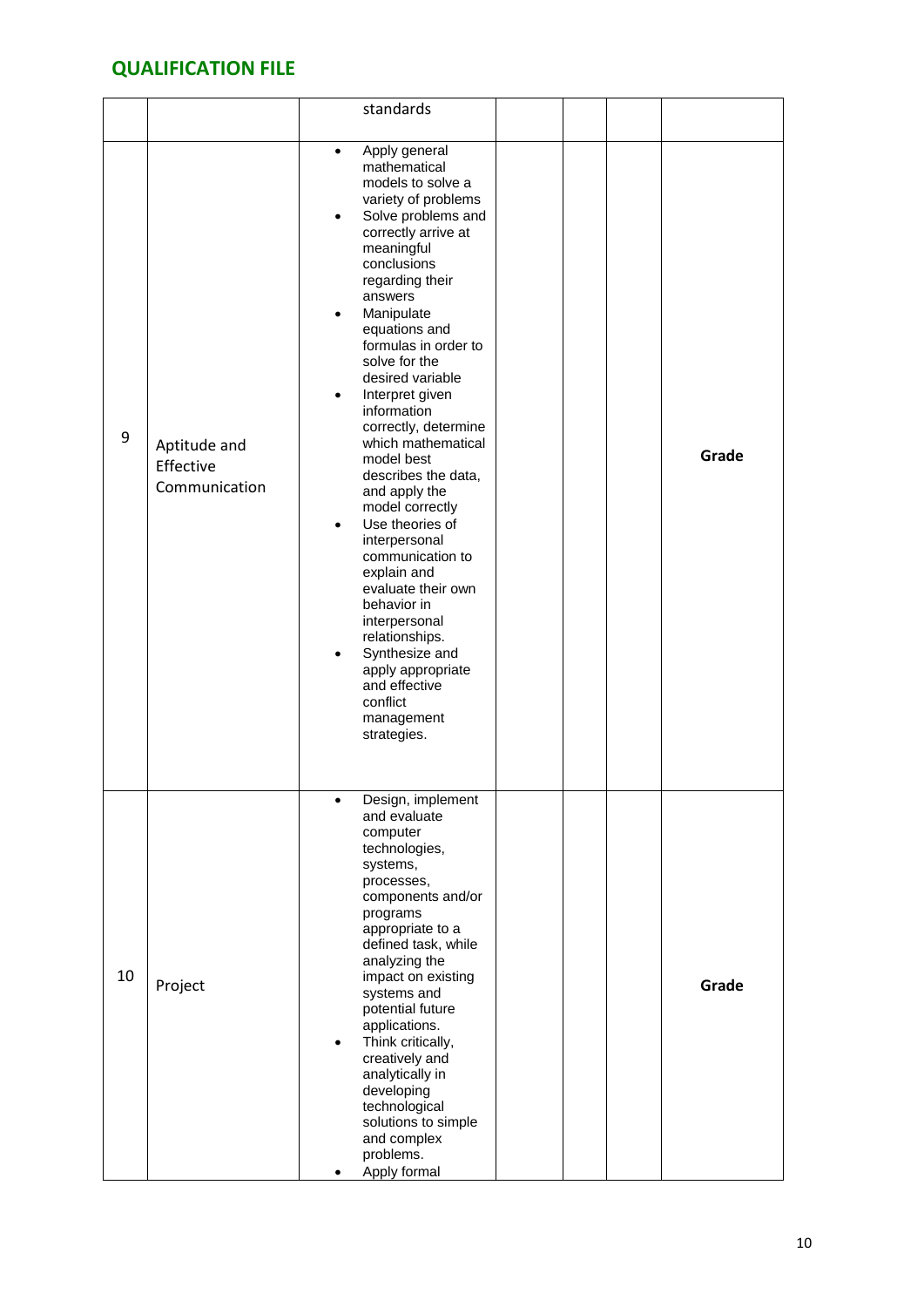## QUALIFICATION FILE

| | | | | | | |
|---|---|---|---|---|---|---|
| | | standards | | | | |
| 9 | Aptitude and Effective Communication | • Apply general mathematical models to solve a variety of problems<br>• Solve problems and correctly arrive at meaningful conclusions regarding their answers<br>• Manipulate equations and formulas in order to solve for the desired variable<br>• Interpret given information correctly, determine which mathematical model best describes the data, and apply the model correctly<br>• Use theories of interpersonal communication to explain and evaluate their own behavior in interpersonal relationships.<br>• Synthesize and apply appropriate and effective conflict management strategies. | | | | **Grade** |
| 10 | Project | • Design, implement and evaluate computer technologies, systems, processes, components and/or programs appropriate to a defined task, while analyzing the impact on existing systems and potential future applications.<br>• Think critically, creatively and analytically in developing technological solutions to simple and complex problems.<br>• Apply formal | | | | **Grade** |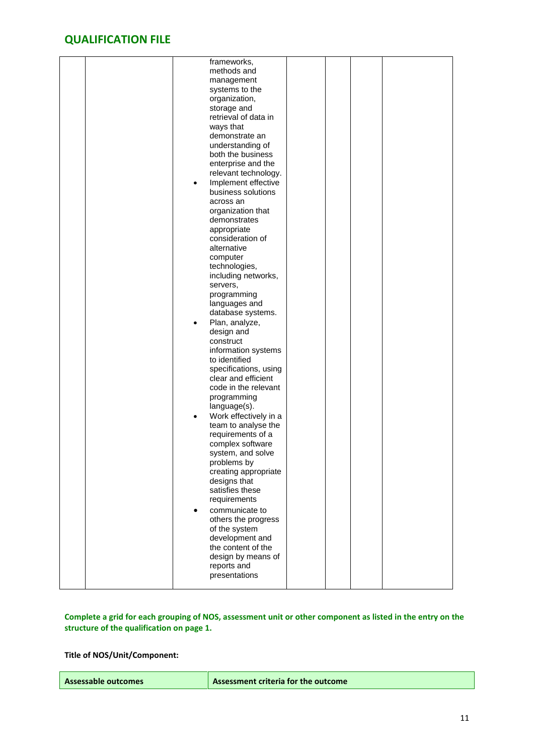| | | | | | | |
|---|---|---|---|---|---|---|
| | | frameworks, methods and management systems to the organization, storage and retrieval of data in ways that demonstrate an understanding of both the business enterprise and the relevant technology.<br>• Implement effective business solutions across an organization that demonstrates appropriate consideration of alternative computer technologies, including networks, servers, programming languages and database systems.<br>• Plan, analyze, design and construct information systems to identified specifications, using clear and efficient code in the relevant programming language(s).<br>• Work effectively in a team to analyse the requirements of a complex software system, and solve problems by creating appropriate designs that satisfies these requirements<br>• communicate to others the progress of the system development and the content of the design by means of reports and presentations | | | | |

**Complete a grid for each grouping of NOS, assessment unit or other component as listed in the entry on the structure of the qualification on page 1.**

**Title of NOS/Unit/Component:**

| Assessable outcomes | Assessment criteria for the outcome |
|---|---|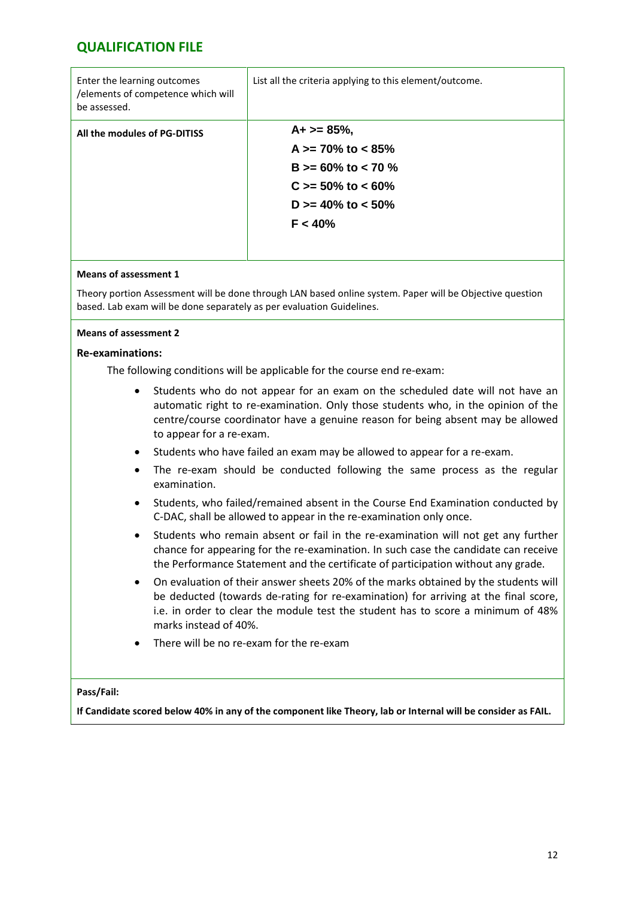## QUALIFICATION FILE

| Enter the learning outcomes /elements of competence which will be assessed. | List all the criteria applying to this element/outcome. |
|---|---|
| **All the modules of PG-DITISS** | **A+ >= 85%,**<br>**A >= 70% to < 85%**<br>**B >= 60% to < 70 %**<br>**C >= 50% to < 60%**<br>**D >= 40% to < 50%**<br>**F < 40%** |

**Means of assessment 1**

Theory portion Assessment will be done through LAN based online system. Paper will be Objective question based. Lab exam will be done separately as per evaluation Guidelines.

**Means of assessment 2**

**Re-examinations:**

The following conditions will be applicable for the course end re-exam:

- Students who do not appear for an exam on the scheduled date will not have an automatic right to re-examination. Only those students who, in the opinion of the centre/course coordinator have a genuine reason for being absent may be allowed to appear for a re-exam.
- Students who have failed an exam may be allowed to appear for a re-exam.
- The re-exam should be conducted following the same process as the regular examination.
- Students, who failed/remained absent in the Course End Examination conducted by C-DAC, shall be allowed to appear in the re-examination only once.
- Students who remain absent or fail in the re-examination will not get any further chance for appearing for the re-examination. In such case the candidate can receive the Performance Statement and the certificate of participation without any grade.
- On evaluation of their answer sheets 20% of the marks obtained by the students will be deducted (towards de-rating for re-examination) for arriving at the final score, i.e. in order to clear the module test the student has to score a minimum of 48% marks instead of 40%.
- There will be no re-exam for the re-exam

**Pass/Fail:**

**If Candidate scored below 40% in any of the component like Theory, lab or Internal will be consider as FAIL.**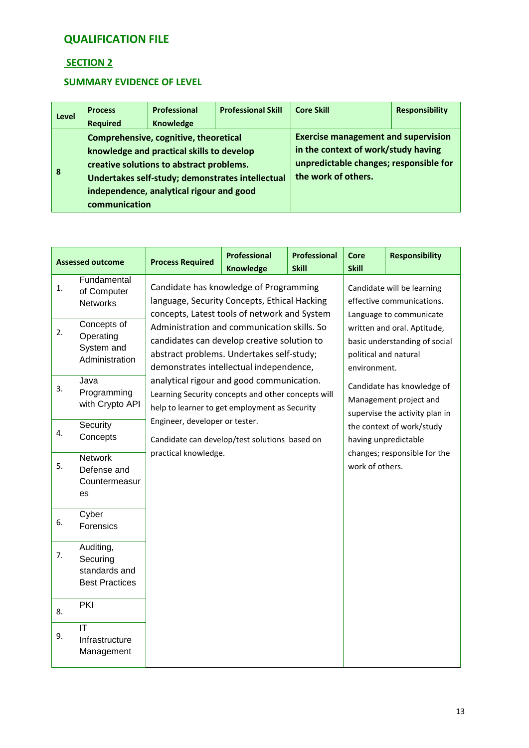# QUALIFICATION FILE

## SECTION 2

### SUMMARY EVIDENCE OF LEVEL

| Level | Process Required | Professional Knowledge | Professional Skill | Core Skill | Responsibility |
|---|---|---|---|---|---|
| 8 | **Comprehensive, cognitive, theoretical knowledge and practical skills to develop creative solutions to abstract problems. Undertakes self-study; demonstrates intellectual independence, analytical rigour and good communication** | | | **Exercise management and supervision in the context of work/study having unpredictable changes; responsible for the work of others.** | |

| Assessed outcome | | Process Required | Professional Knowledge | Professional Skill | Core Skill | Responsibility |
|---|---|---|---|---|---|---|
| 1. | Fundamental of Computer Networks | Candidate has knowledge of Programming language, Security Concepts, Ethical Hacking concepts, Latest tools of network and System Administration and communication skills. So candidates can develop creative solution to abstract problems. Undertakes self-study; demonstrates intellectual independence, analytical rigour and good communication. Learning Security concepts and other concepts will help to learner to get employment as Security Engineer, developer or tester. Candidate can develop/test solutions based on practical knowledge. | | | Candidate will be learning effective communications. Language to communicate written and oral. Aptitude, basic understanding of social political and natural environment. Candidate has knowledge of Management project and supervise the activity plan in the context of work/study having unpredictable changes; responsible for the work of others. | |
| 2. | Concepts of Operating System and Administration | | | | | |
| 3. | Java Programming with Crypto API | | | | | |
| 4. | Security Concepts | | | | | |
| 5. | Network Defense and Countermeasures | | | | | |
| 6. | Cyber Forensics | | | | | |
| 7. | Auditing, Securing standards and Best Practices | | | | | |
| 8. | PKI | | | | | |
| 9. | IT Infrastructure Management | | | | | |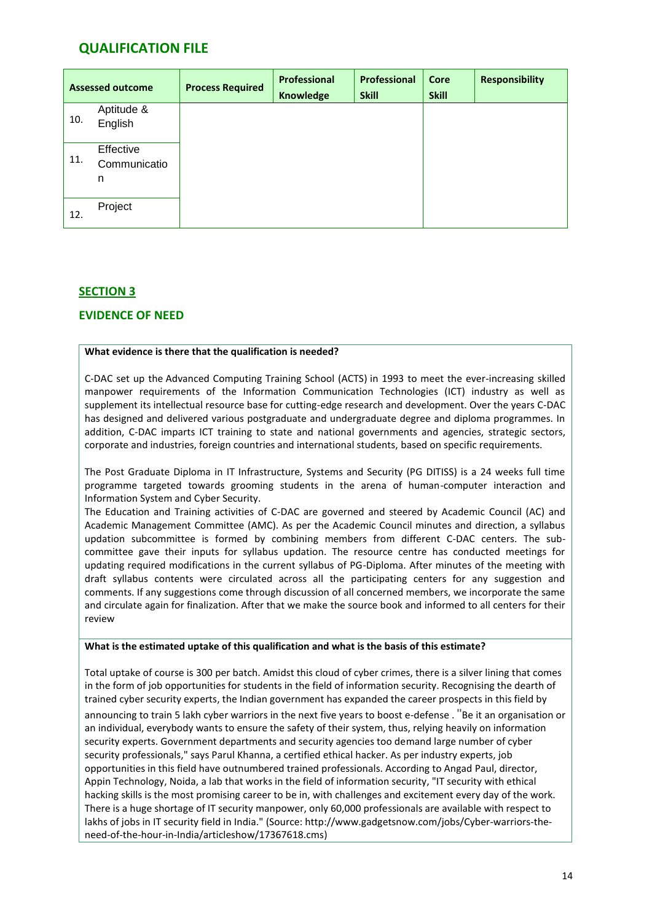## QUALIFICATION FILE

| Assessed outcome | | Process Required | Professional Knowledge | Professional Skill | Core Skill | Responsibility |
|---|---|---|---|---|---|---|
| 10. | Aptitude & English | | | | | |
| 11. | Effective Communication | | | | | |
| 12. | Project | | | | | |

## SECTION 3

### EVIDENCE OF NEED

**What evidence is there that the qualification is needed?**

C-DAC set up the Advanced Computing Training School (ACTS) in 1993 to meet the ever-increasing skilled manpower requirements of the Information Communication Technologies (ICT) industry as well as supplement its intellectual resource base for cutting-edge research and development. Over the years C-DAC has designed and delivered various postgraduate and undergraduate degree and diploma programmes. In addition, C-DAC imparts ICT training to state and national governments and agencies, strategic sectors, corporate and industries, foreign countries and international students, based on specific requirements.

The Post Graduate Diploma in IT Infrastructure, Systems and Security (PG DITISS) is a 24 weeks full time programme targeted towards grooming students in the arena of human-computer interaction and Information System and Cyber Security.

The Education and Training activities of C-DAC are governed and steered by Academic Council (AC) and Academic Management Committee (AMC). As per the Academic Council minutes and direction, a syllabus updation subcommittee is formed by combining members from different C-DAC centers. The sub-committee gave their inputs for syllabus updation. The resource centre has conducted meetings for updating required modifications in the current syllabus of PG-Diploma. After minutes of the meeting with draft syllabus contents were circulated across all the participating centers for any suggestion and comments. If any suggestions come through discussion of all concerned members, we incorporate the same and circulate again for finalization. After that we make the source book and informed to all centers for their review

**What is the estimated uptake of this qualification and what is the basis of this estimate?**

Total uptake of course is 300 per batch. Amidst this cloud of cyber crimes, there is a silver lining that comes in the form of job opportunities for students in the field of information security. Recognising the dearth of trained cyber security experts, the Indian government has expanded the career prospects in this field by announcing to train 5 lakh cyber warriors in the next five years to boost e-defense . "Be it an organisation or an individual, everybody wants to ensure the safety of their system, thus, relying heavily on information security experts. Government departments and security agencies too demand large number of cyber security professionals," says Parul Khanna, a certified ethical hacker. As per industry experts, job opportunities in this field have outnumbered trained professionals. According to Angad Paul, director, Appin Technology, Noida, a lab that works in the field of information security, "IT security with ethical hacking skills is the most promising career to be in, with challenges and excitement every day of the work. There is a huge shortage of IT security manpower, only 60,000 professionals are available with respect to lakhs of jobs in IT security field in India." (Source: http://www.gadgetsnow.com/jobs/Cyber-warriors-the-need-of-the-hour-in-India/articleshow/17367618.cms)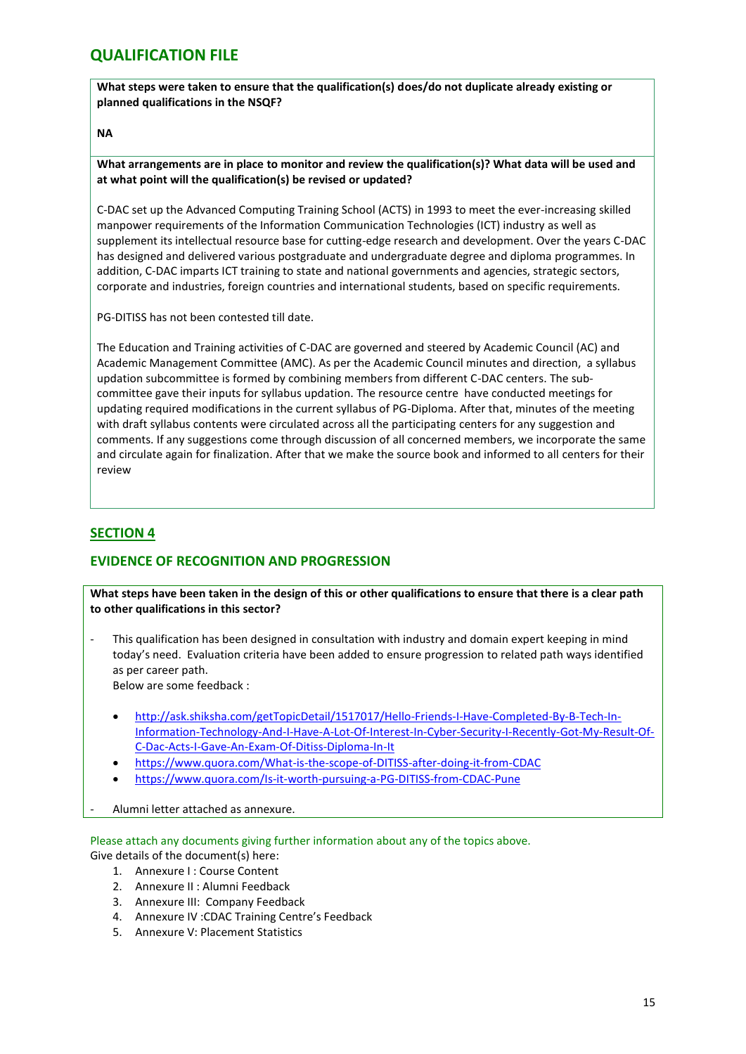## QUALIFICATION FILE

**What steps were taken to ensure that the qualification(s) does/do not duplicate already existing or planned qualifications in the NSQF?**

**NA**

**What arrangements are in place to monitor and review the qualification(s)? What data will be used and at what point will the qualification(s) be revised or updated?**

C-DAC set up the Advanced Computing Training School (ACTS) in 1993 to meet the ever-increasing skilled manpower requirements of the Information Communication Technologies (ICT) industry as well as supplement its intellectual resource base for cutting-edge research and development. Over the years C-DAC has designed and delivered various postgraduate and undergraduate degree and diploma programmes. In addition, C-DAC imparts ICT training to state and national governments and agencies, strategic sectors, corporate and industries, foreign countries and international students, based on specific requirements.

PG-DITISS has not been contested till date.

The Education and Training activities of C-DAC are governed and steered by Academic Council (AC) and Academic Management Committee (AMC). As per the Academic Council minutes and direction, a syllabus updation subcommittee is formed by combining members from different C-DAC centers. The sub-committee gave their inputs for syllabus updation. The resource centre have conducted meetings for updating required modifications in the current syllabus of PG-Diploma. After that, minutes of the meeting with draft syllabus contents were circulated across all the participating centers for any suggestion and comments. If any suggestions come through discussion of all concerned members, we incorporate the same and circulate again for finalization. After that we make the source book and informed to all centers for their review

## SECTION 4

## EVIDENCE OF RECOGNITION AND PROGRESSION

**What steps have been taken in the design of this or other qualifications to ensure that there is a clear path to other qualifications in this sector?**

- This qualification has been designed in consultation with industry and domain expert keeping in mind today's need. Evaluation criteria have been added to ensure progression to related path ways identified as per career path.
  Below are some feedback :
  - http://ask.shiksha.com/getTopicDetail/1517017/Hello-Friends-I-Have-Completed-By-B-Tech-In-Information-Technology-And-I-Have-A-Lot-Of-Interest-In-Cyber-Security-I-Recently-Got-My-Result-Of-C-Dac-Acts-I-Gave-An-Exam-Of-Ditiss-Diploma-In-It
  - https://www.quora.com/What-is-the-scope-of-DITISS-after-doing-it-from-CDAC
  - https://www.quora.com/Is-it-worth-pursuing-a-PG-DITISS-from-CDAC-Pune
- Alumni letter attached as annexure.

Please attach any documents giving further information about any of the topics above.
Give details of the document(s) here:

1. Annexure I : Course Content
2. Annexure II : Alumni Feedback
3. Annexure III: Company Feedback
4. Annexure IV :CDAC Training Centre's Feedback
5. Annexure V: Placement Statistics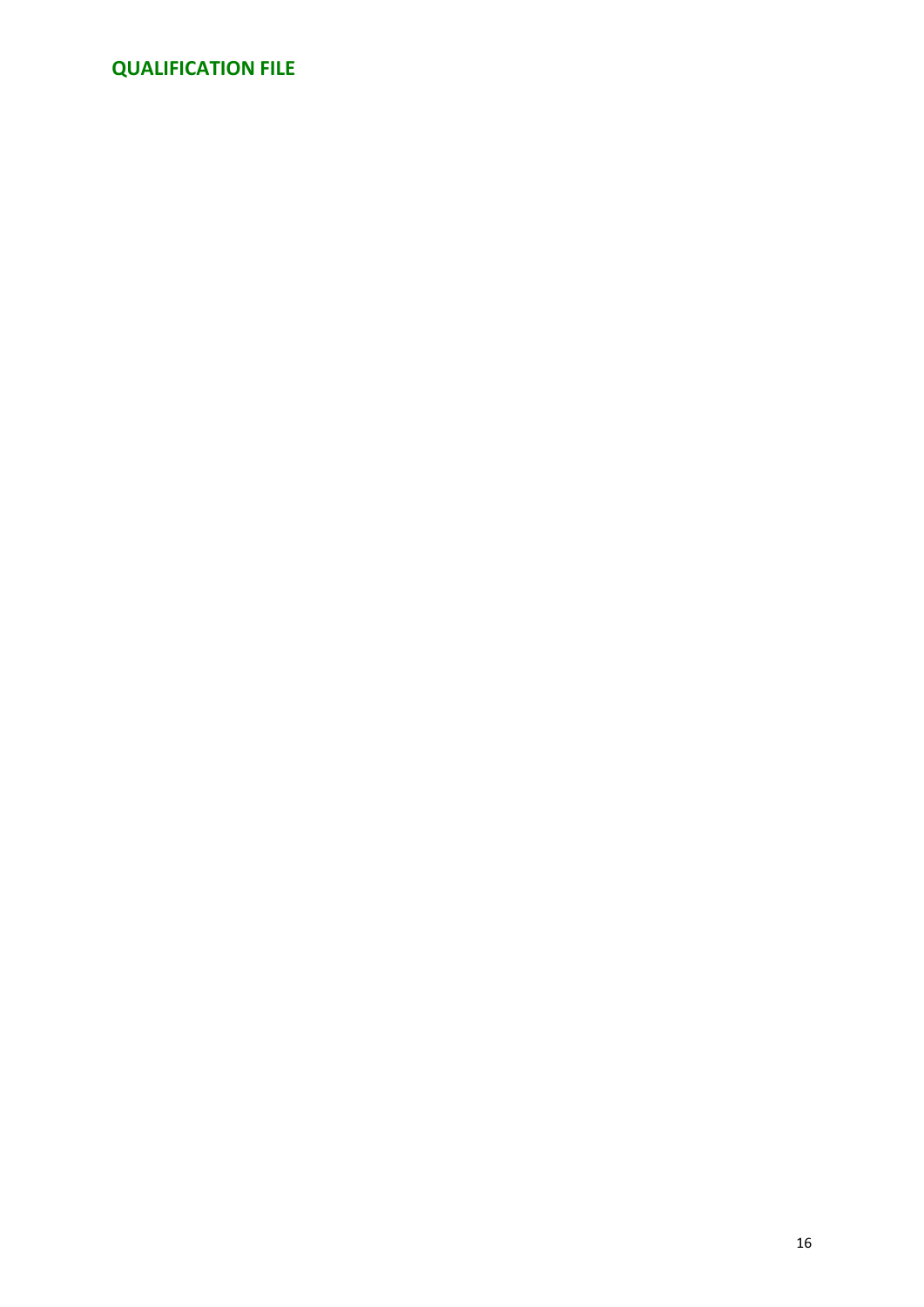## QUALIFICATION FILE